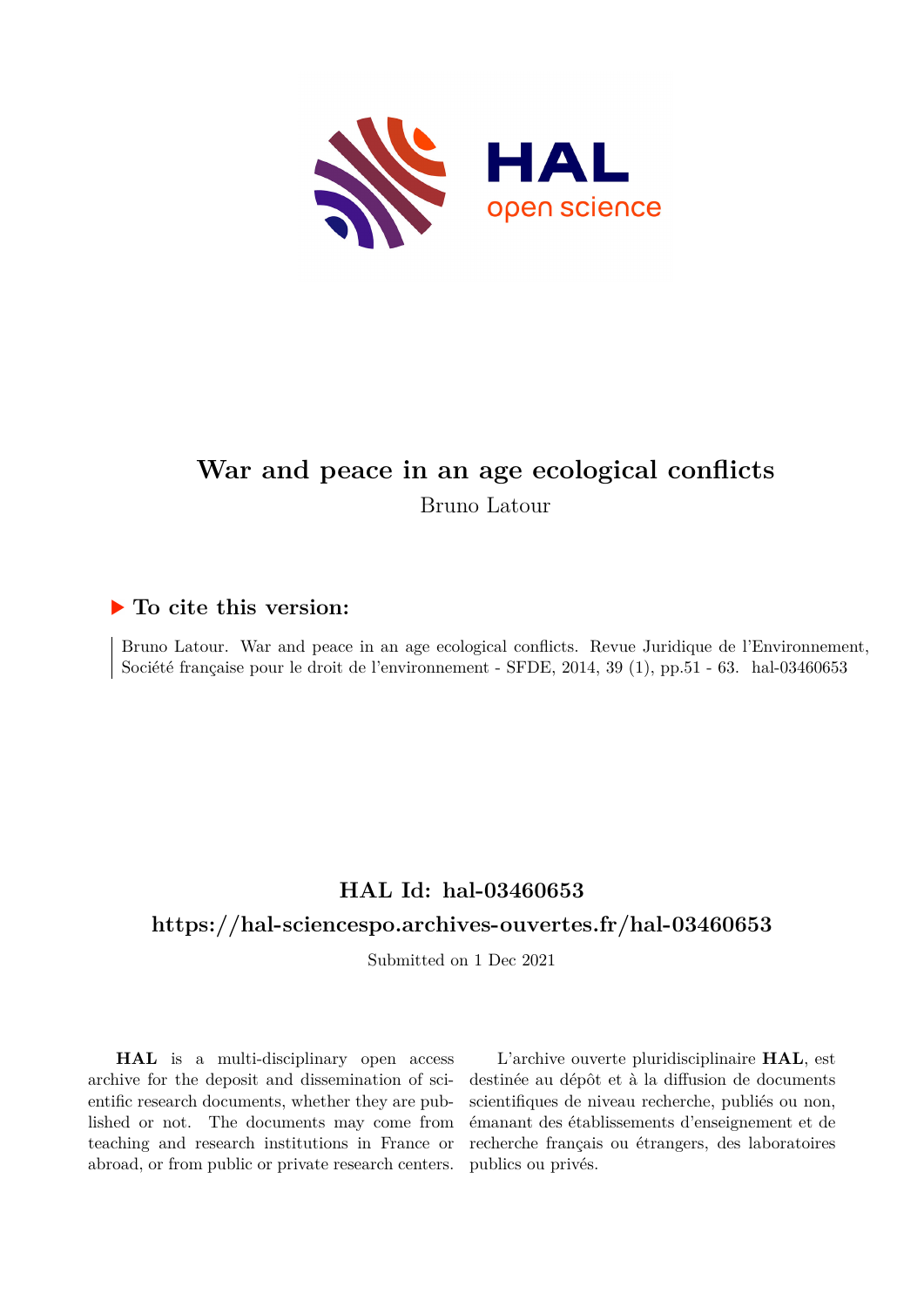# War and peace in an age ecological conflicts

Bruno Latour

## ▶ To cite this version:

Bruno Latour. War and peace in an age ecological conflicts. Revue Juridique de l'Environnement, Société française pour le droit de l'environnement - SFDE, 2014, 39 (1), pp.51 - 63. hal-03460653

## HAL Id: hal-03460653

## https://hal-sciencespo.archives-ouvertes.fr/hal-03460653

Submitted on 1 Dec 2021

**HAL** is a multi-disciplinary open access archive for the deposit and dissemination of scientific research documents, whether they are published or not. The documents may come from teaching and research institutions in France or abroad, or from public or private research centers.

L'archive ouverte pluridisciplinaire **HAL**, est destinée au dépôt et à la diffusion de documents scientifiques de niveau recherche, publiés ou non, émanant des établissements d'enseignement et de recherche français ou étrangers, des laboratoires publics ou privés.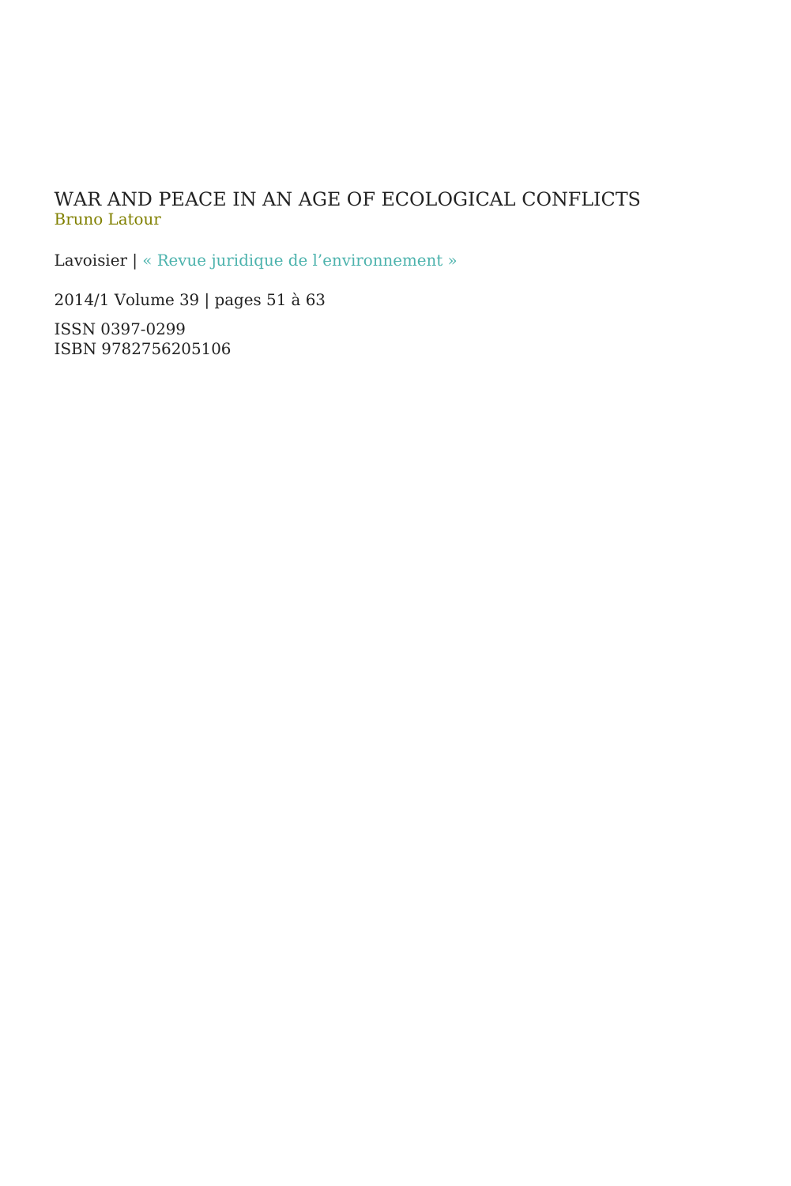# WAR AND PEACE IN AN AGE OF ECOLOGICAL CONFLICTS

Bruno Latour

Lavoisier | « Revue juridique de l'environnement »

2014/1 Volume 39 | pages 51 à 63

ISSN 0397-0299
ISBN 9782756205106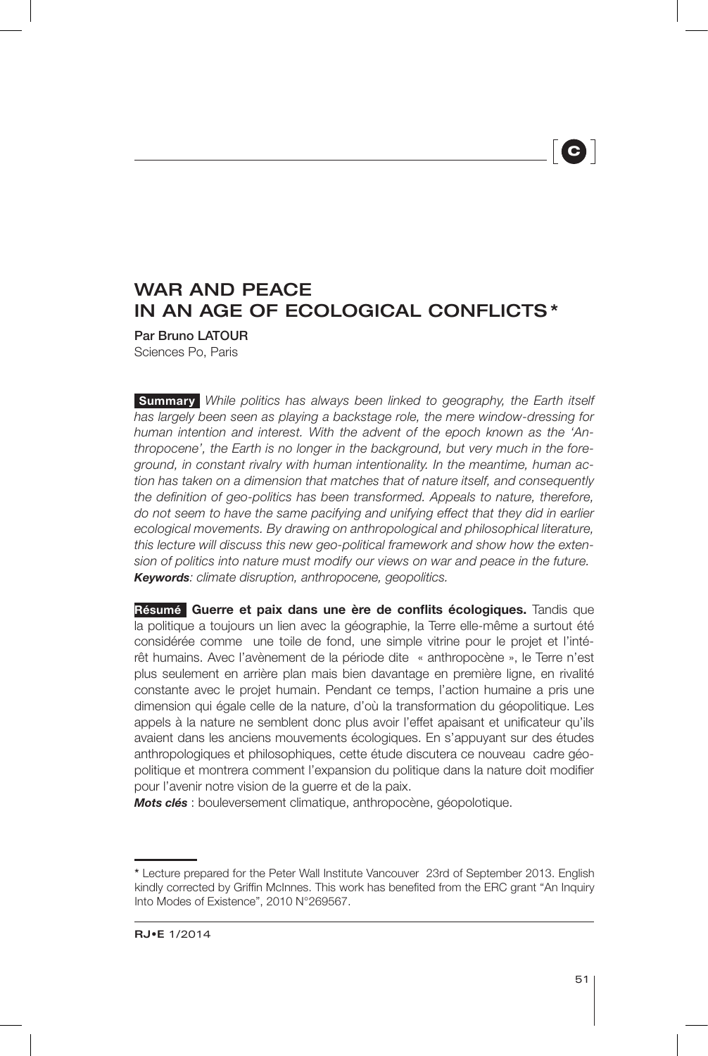# WAR AND PEACE IN AN AGE OF ECOLOGICAL CONFLICTS*

**Par Bruno LATOUR**
Sciences Po, Paris

**Summary** *While politics has always been linked to geography, the Earth itself has largely been seen as playing a backstage role, the mere window-dressing for human intention and interest. With the advent of the epoch known as the 'Anthropocene', the Earth is no longer in the background, but very much in the foreground, in constant rivalry with human intentionality. In the meantime, human action has taken on a dimension that matches that of nature itself, and consequently the definition of geo-politics has been transformed. Appeals to nature, therefore, do not seem to have the same pacifying and unifying effect that they did in earlier ecological movements. By drawing on anthropological and philosophical literature, this lecture will discuss this new geo-political framework and show how the extension of politics into nature must modify our views on war and peace in the future.*
***Keywords****: climate disruption, anthropocene, geopolitics.*

**Résumé** **Guerre et paix dans une ère de conflits écologiques.** Tandis que la politique a toujours un lien avec la géographie, la Terre elle-même a surtout été considérée comme une toile de fond, une simple vitrine pour le projet et l'intérêt humains. Avec l'avènement de la période dite « anthropocène », le Terre n'est plus seulement en arrière plan mais bien davantage en première ligne, en rivalité constante avec le projet humain. Pendant ce temps, l'action humaine a pris une dimension qui égale celle de la nature, d'où la transformation du géopolitique. Les appels à la nature ne semblent donc plus avoir l'effet apaisant et unificateur qu'ils avaient dans les anciens mouvements écologiques. En s'appuyant sur des études anthropologiques et philosophiques, cette étude discutera ce nouveau cadre géopolitique et montrera comment l'expansion du politique dans la nature doit modifier pour l'avenir notre vision de la guerre et de la paix.
***Mots clés*** : bouleversement climatique, anthropocène, géopolotique.

---

\* Lecture prepared for the Peter Wall Institute Vancouver 23rd of September 2013. English kindly corrected by Griffin McInnes. This work has benefited from the ERC grant "An Inquiry Into Modes of Existence", 2010 N°269567.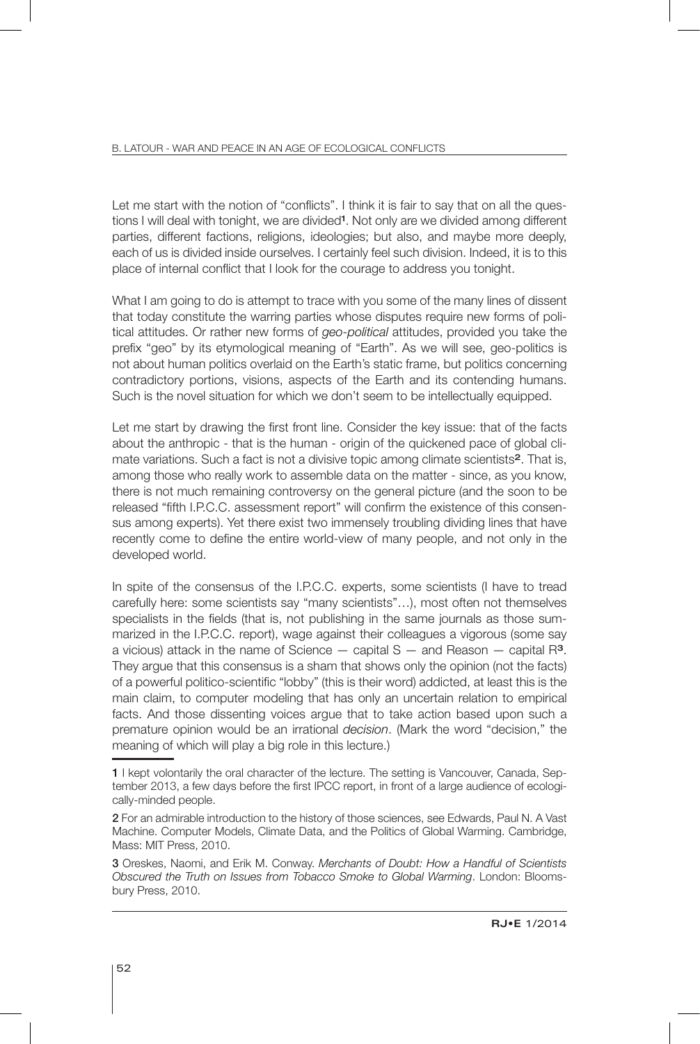Let me start with the notion of "conflicts". I think it is fair to say that on all the questions I will deal with tonight, we are divided[1]. Not only are we divided among different parties, different factions, religions, ideologies; but also, and maybe more deeply, each of us is divided inside ourselves. I certainly feel such division. Indeed, it is to this place of internal conflict that I look for the courage to address you tonight.

What I am going to do is attempt to trace with you some of the many lines of dissent that today constitute the warring parties whose disputes require new forms of political attitudes. Or rather new forms of *geo-political* attitudes, provided you take the prefix "geo" by its etymological meaning of "Earth". As we will see, geo-politics is not about human politics overlaid on the Earth's static frame, but politics concerning contradictory portions, visions, aspects of the Earth and its contending humans. Such is the novel situation for which we don't seem to be intellectually equipped.

Let me start by drawing the first front line. Consider the key issue: that of the facts about the anthropic - that is the human - origin of the quickened pace of global climate variations. Such a fact is not a divisive topic among climate scientists[2]. That is, among those who really work to assemble data on the matter - since, as you know, there is not much remaining controversy on the general picture (and the soon to be released "fifth I.P.C.C. assessment report" will confirm the existence of this consensus among experts). Yet there exist two immensely troubling dividing lines that have recently come to define the entire world-view of many people, and not only in the developed world.

In spite of the consensus of the I.P.C.C. experts, some scientists (I have to tread carefully here: some scientists say "many scientists"…), most often not themselves specialists in the fields (that is, not publishing in the same journals as those summarized in the I.P.C.C. report), wage against their colleagues a vigorous (some say a vicious) attack in the name of Science — capital S — and Reason — capital R[3]. They argue that this consensus is a sham that shows only the opinion (not the facts) of a powerful politico-scientific "lobby" (this is their word) addicted, at least this is the main claim, to computer modeling that has only an uncertain relation to empirical facts. And those dissenting voices argue that to take action based upon such a premature opinion would be an irrational *decision*. (Mark the word "decision," the meaning of which will play a big role in this lecture.)

---

1 I kept volontarily the oral character of the lecture. The setting is Vancouver, Canada, September 2013, a few days before the first IPCC report, in front of a large audience of ecologically-minded people.

2 For an admirable introduction to the history of those sciences, see Edwards, Paul N. A Vast Machine. Computer Models, Climate Data, and the Politics of Global Warming. Cambridge, Mass: MIT Press, 2010.

3 Oreskes, Naomi, and Erik M. Conway. *Merchants of Doubt: How a Handful of Scientists Obscured the Truth on Issues from Tobacco Smoke to Global Warming*. London: Bloomsbury Press, 2010.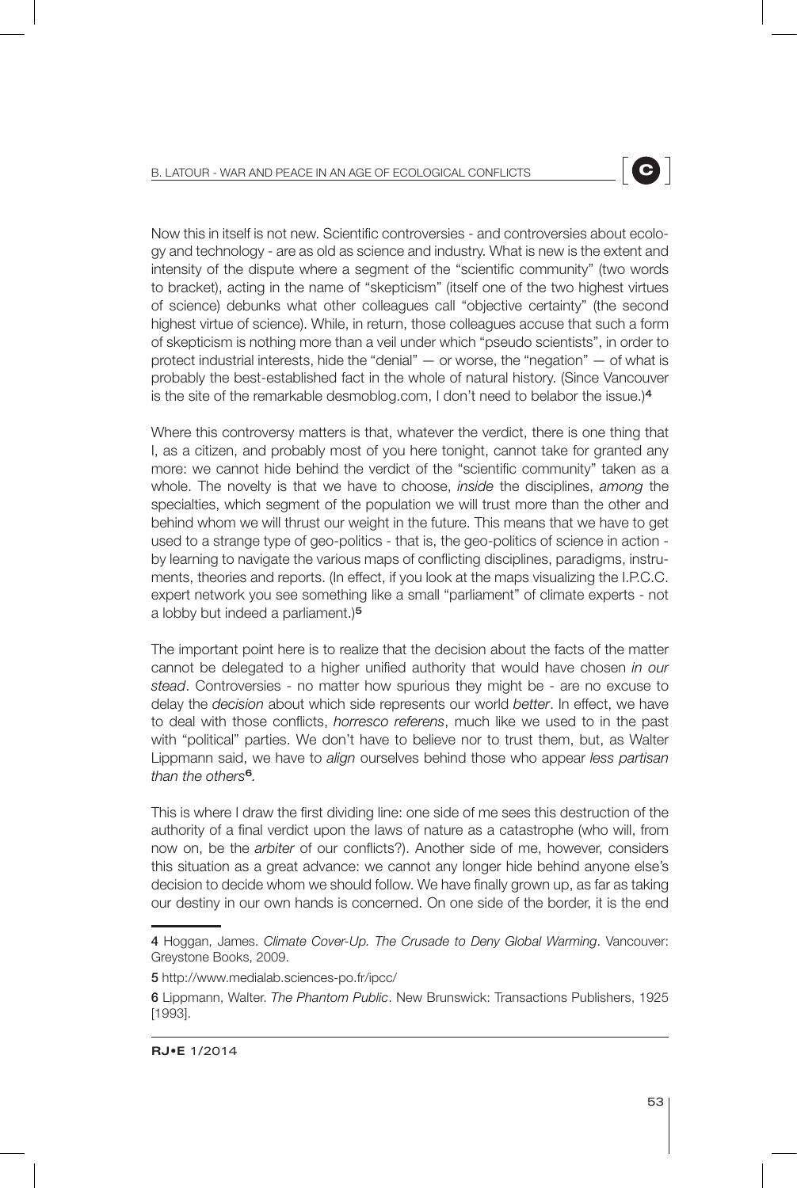Now this in itself is not new. Scientific controversies - and controversies about ecology and technology - are as old as science and industry. What is new is the extent and intensity of the dispute where a segment of the "scientific community" (two words to bracket), acting in the name of "skepticism" (itself one of the two highest virtues of science) debunks what other colleagues call "objective certainty" (the second highest virtue of science). While, in return, those colleagues accuse that such a form of skepticism is nothing more than a veil under which "pseudo scientists", in order to protect industrial interests, hide the "denial" — or worse, the "negation" — of what is probably the best-established fact in the whole of natural history. (Since Vancouver is the site of the remarkable desmoblog.com, I don't need to belabor the issue.)[4]

Where this controversy matters is that, whatever the verdict, there is one thing that I, as a citizen, and probably most of you here tonight, cannot take for granted any more: we cannot hide behind the verdict of the "scientific community" taken as a whole. The novelty is that we have to choose, *inside* the disciplines, *among* the specialties, which segment of the population we will trust more than the other and behind whom we will thrust our weight in the future. This means that we have to get used to a strange type of geo-politics - that is, the geo-politics of science in action - by learning to navigate the various maps of conflicting disciplines, paradigms, instruments, theories and reports. (In effect, if you look at the maps visualizing the I.P.C.C. expert network you see something like a small "parliament" of climate experts - not a lobby but indeed a parliament.)[5]

The important point here is to realize that the decision about the facts of the matter cannot be delegated to a higher unified authority that would have chosen *in our stead*. Controversies - no matter how spurious they might be - are no excuse to delay the *decision* about which side represents our world *better*. In effect, we have to deal with those conflicts, *horresco referens*, much like we used to in the past with "political" parties. We don't have to believe nor to trust them, but, as Walter Lippmann said, we have to *align* ourselves behind those who appear *less partisan than the others*[6].

This is where I draw the first dividing line: one side of me sees this destruction of the authority of a final verdict upon the laws of nature as a catastrophe (who will, from now on, be the *arbiter* of our conflicts?). Another side of me, however, considers this situation as a great advance: we cannot any longer hide behind anyone else's decision to decide whom we should follow. We have finally grown up, as far as taking our destiny in our own hands is concerned. On one side of the border, it is the end

---

4 Hoggan, James. *Climate Cover-Up. The Crusade to Deny Global Warming*. Vancouver: Greystone Books, 2009.

5 http://www.medialab.sciences-po.fr/ipcc/

6 Lippmann, Walter. *The Phantom Public*. New Brunswick: Transactions Publishers, 1925 [1993].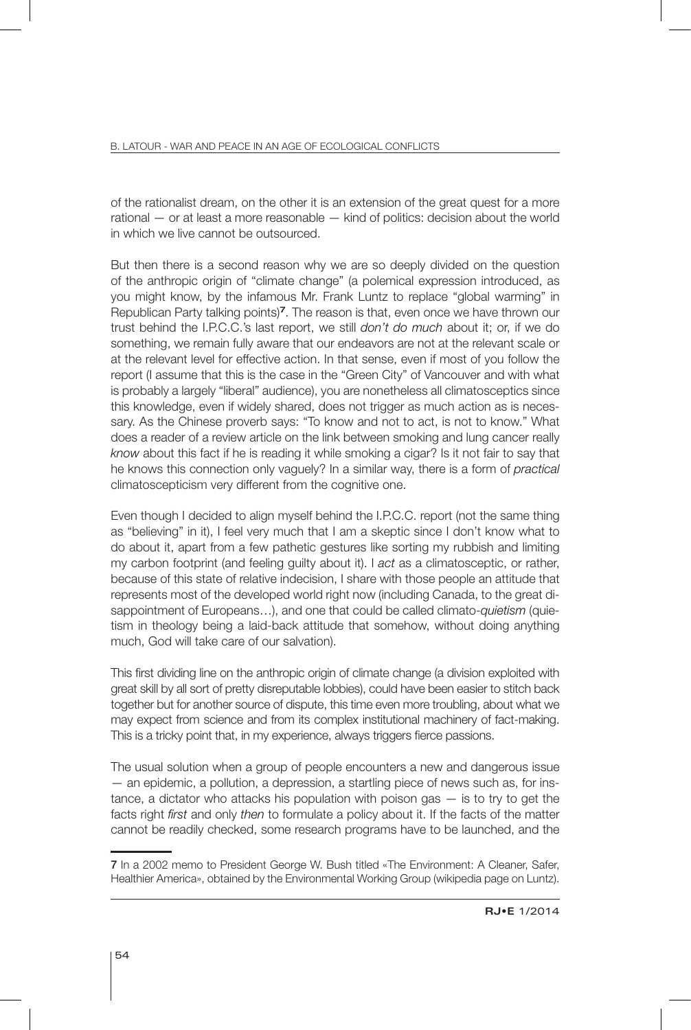of the rationalist dream, on the other it is an extension of the great quest for a more rational — or at least a more reasonable — kind of politics: decision about the world in which we live cannot be outsourced.

But then there is a second reason why we are so deeply divided on the question of the anthropic origin of "climate change" (a polemical expression introduced, as you might know, by the infamous Mr. Frank Luntz to replace "global warming" in Republican Party talking points)[7]. The reason is that, even once we have thrown our trust behind the I.P.C.C.'s last report, we still *don't do much* about it; or, if we do something, we remain fully aware that our endeavors are not at the relevant scale or at the relevant level for effective action. In that sense, even if most of you follow the report (I assume that this is the case in the "Green City" of Vancouver and with what is probably a largely "liberal" audience), you are nonetheless all climatosceptics since this knowledge, even if widely shared, does not trigger as much action as is necessary. As the Chinese proverb says: "To know and not to act, is not to know." What does a reader of a review article on the link between smoking and lung cancer really *know* about this fact if he is reading it while smoking a cigar? Is it not fair to say that he knows this connection only vaguely? In a similar way, there is a form of *practical* climatoscepticism very different from the cognitive one.

Even though I decided to align myself behind the I.P.C.C. report (not the same thing as "believing" in it), I feel very much that I am a skeptic since I don't know what to do about it, apart from a few pathetic gestures like sorting my rubbish and limiting my carbon footprint (and feeling guilty about it). I *act* as a climatosceptic, or rather, because of this state of relative indecision, I share with those people an attitude that represents most of the developed world right now (including Canada, to the great disappointment of Europeans…), and one that could be called climato-*quietism* (quietism in theology being a laid-back attitude that somehow, without doing anything much, God will take care of our salvation).

This first dividing line on the anthropic origin of climate change (a division exploited with great skill by all sort of pretty disreputable lobbies), could have been easier to stitch back together but for another source of dispute, this time even more troubling, about what we may expect from science and from its complex institutional machinery of fact-making. This is a tricky point that, in my experience, always triggers fierce passions.

The usual solution when a group of people encounters a new and dangerous issue — an epidemic, a pollution, a depression, a startling piece of news such as, for instance, a dictator who attacks his population with poison gas — is to try to get the facts right *first* and only *then* to formulate a policy about it. If the facts of the matter cannot be readily checked, some research programs have to be launched, and the

---

[7] In a 2002 memo to President George W. Bush titled «The Environment: A Cleaner, Safer, Healthier America», obtained by the Environmental Working Group (wikipedia page on Luntz).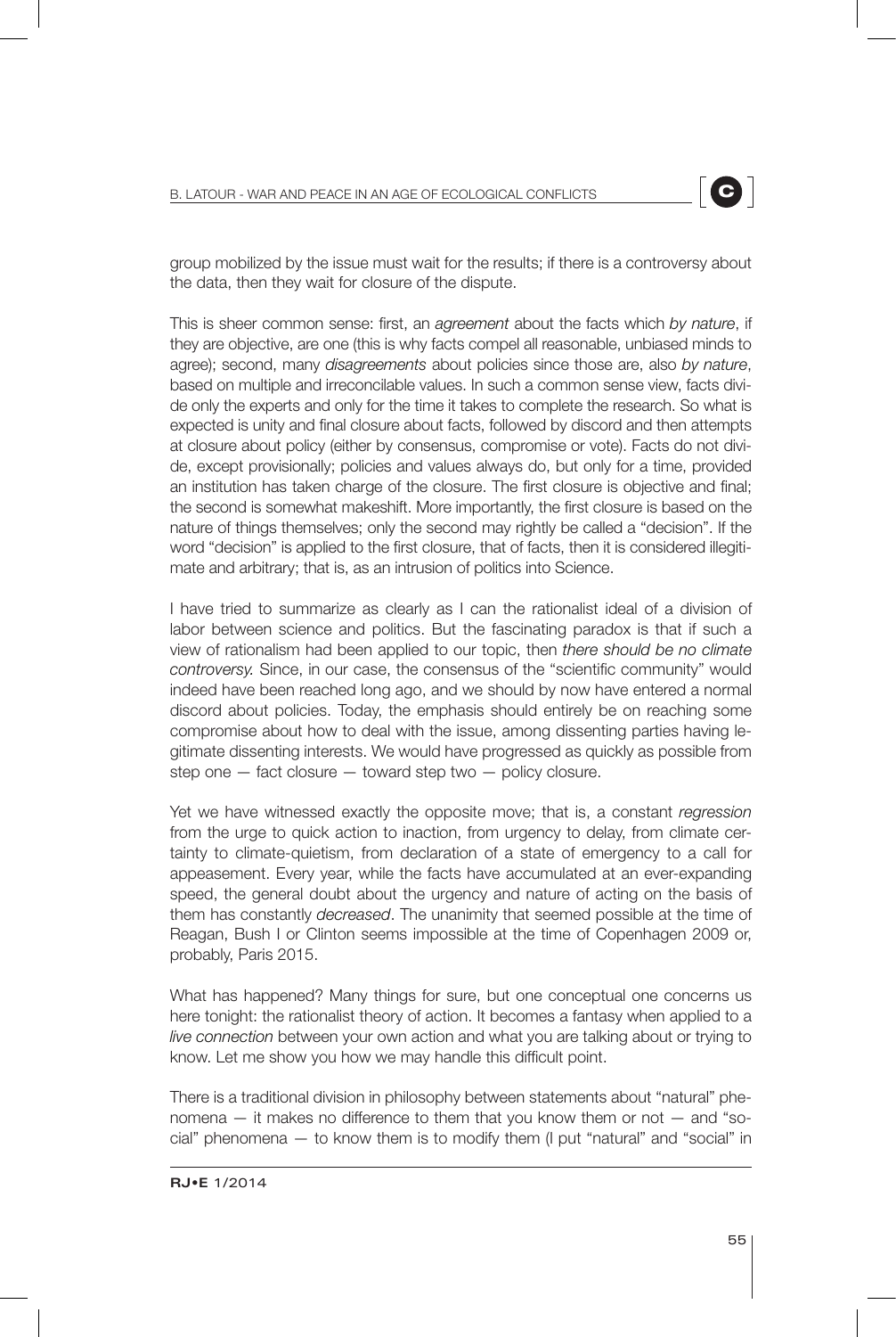group mobilized by the issue must wait for the results; if there is a controversy about the data, then they wait for closure of the dispute.

This is sheer common sense: first, an *agreement* about the facts which *by nature*, if they are objective, are one (this is why facts compel all reasonable, unbiased minds to agree); second, many *disagreements* about policies since those are, also *by nature*, based on multiple and irreconcilable values. In such a common sense view, facts divide only the experts and only for the time it takes to complete the research. So what is expected is unity and final closure about facts, followed by discord and then attempts at closure about policy (either by consensus, compromise or vote). Facts do not divide, except provisionally; policies and values always do, but only for a time, provided an institution has taken charge of the closure. The first closure is objective and final; the second is somewhat makeshift. More importantly, the first closure is based on the nature of things themselves; only the second may rightly be called a "decision". If the word "decision" is applied to the first closure, that of facts, then it is considered illegitimate and arbitrary; that is, as an intrusion of politics into Science.

I have tried to summarize as clearly as I can the rationalist ideal of a division of labor between science and politics. But the fascinating paradox is that if such a view of rationalism had been applied to our topic, then *there should be no climate controversy.* Since, in our case, the consensus of the "scientific community" would indeed have been reached long ago, and we should by now have entered a normal discord about policies. Today, the emphasis should entirely be on reaching some compromise about how to deal with the issue, among dissenting parties having legitimate dissenting interests. We would have progressed as quickly as possible from step one — fact closure — toward step two — policy closure.

Yet we have witnessed exactly the opposite move; that is, a constant *regression* from the urge to quick action to inaction, from urgency to delay, from climate certainty to climate-quietism, from declaration of a state of emergency to a call for appeasement. Every year, while the facts have accumulated at an ever-expanding speed, the general doubt about the urgency and nature of acting on the basis of them has constantly *decreased*. The unanimity that seemed possible at the time of Reagan, Bush I or Clinton seems impossible at the time of Copenhagen 2009 or, probably, Paris 2015.

What has happened? Many things for sure, but one conceptual one concerns us here tonight: the rationalist theory of action. It becomes a fantasy when applied to a *live connection* between your own action and what you are talking about or trying to know. Let me show you how we may handle this difficult point.

There is a traditional division in philosophy between statements about "natural" phenomena — it makes no difference to them that you know them or not — and "social" phenomena — to know them is to modify them (I put "natural" and "social" in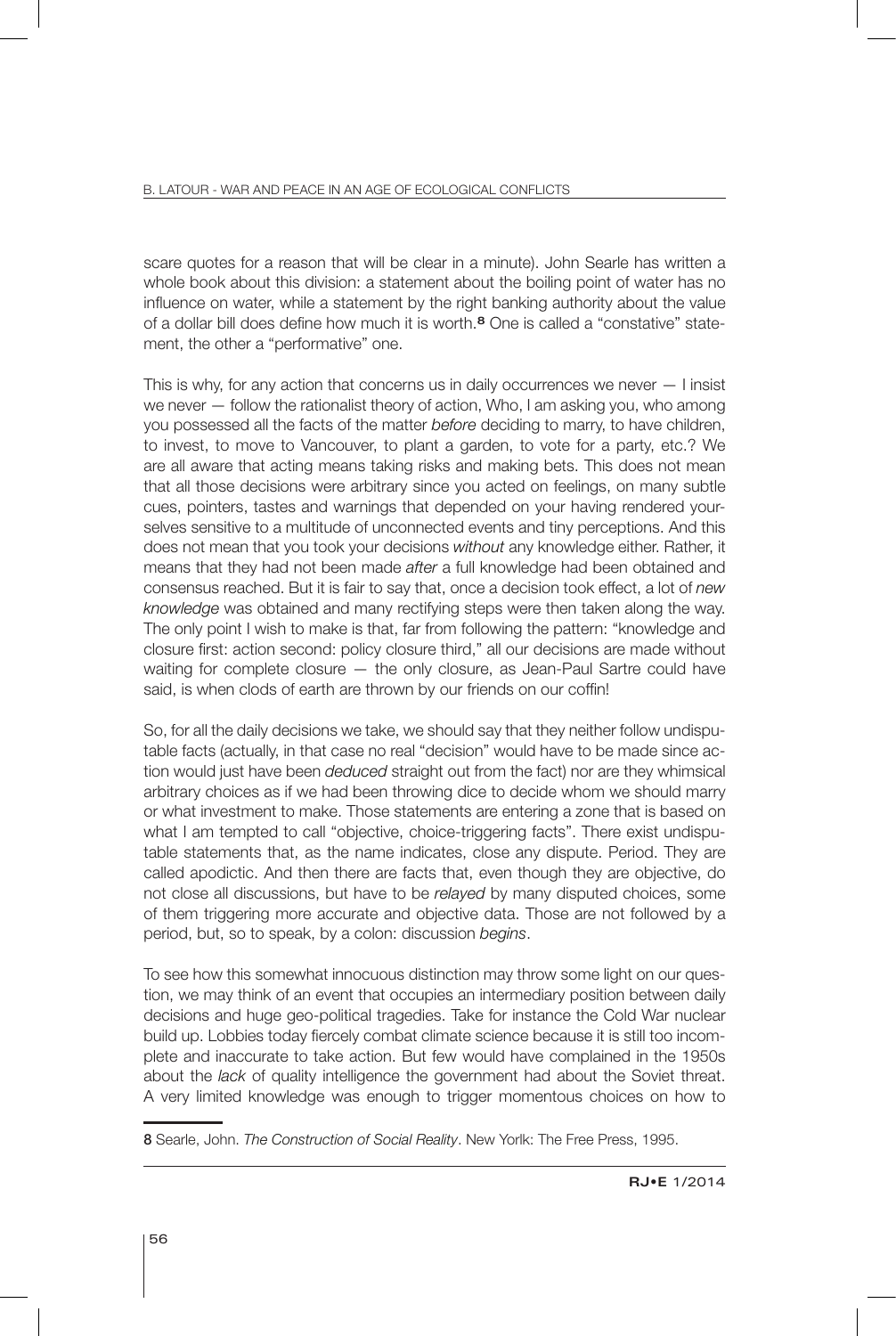scare quotes for a reason that will be clear in a minute). John Searle has written a whole book about this division: a statement about the boiling point of water has no influence on water, while a statement by the right banking authority about the value of a dollar bill does define how much it is worth.[8] One is called a "constative" statement, the other a "performative" one.

This is why, for any action that concerns us in daily occurrences we never — I insist we never — follow the rationalist theory of action, Who, I am asking you, who among you possessed all the facts of the matter *before* deciding to marry, to have children, to invest, to move to Vancouver, to plant a garden, to vote for a party, etc.? We are all aware that acting means taking risks and making bets. This does not mean that all those decisions were arbitrary since you acted on feelings, on many subtle cues, pointers, tastes and warnings that depended on your having rendered yourselves sensitive to a multitude of unconnected events and tiny perceptions. And this does not mean that you took your decisions *without* any knowledge either. Rather, it means that they had not been made *after* a full knowledge had been obtained and consensus reached. But it is fair to say that, once a decision took effect, a lot of *new knowledge* was obtained and many rectifying steps were then taken along the way. The only point I wish to make is that, far from following the pattern: "knowledge and closure first: action second: policy closure third," all our decisions are made without waiting for complete closure — the only closure, as Jean-Paul Sartre could have said, is when clods of earth are thrown by our friends on our coffin!

So, for all the daily decisions we take, we should say that they neither follow undisputable facts (actually, in that case no real "decision" would have to be made since action would just have been *deduced* straight out from the fact) nor are they whimsical arbitrary choices as if we had been throwing dice to decide whom we should marry or what investment to make. Those statements are entering a zone that is based on what I am tempted to call "objective, choice-triggering facts". There exist undisputable statements that, as the name indicates, close any dispute. Period. They are called apodictic. And then there are facts that, even though they are objective, do not close all discussions, but have to be *relayed* by many disputed choices, some of them triggering more accurate and objective data. Those are not followed by a period, but, so to speak, by a colon: discussion *begins*.

To see how this somewhat innocuous distinction may throw some light on our question, we may think of an event that occupies an intermediary position between daily decisions and huge geo-political tragedies. Take for instance the Cold War nuclear build up. Lobbies today fiercely combat climate science because it is still too incomplete and inaccurate to take action. But few would have complained in the 1950s about the *lack* of quality intelligence the government had about the Soviet threat. A very limited knowledge was enough to trigger momentous choices on how to

---

[8] Searle, John. *The Construction of Social Reality*. New Yorlk: The Free Press, 1995.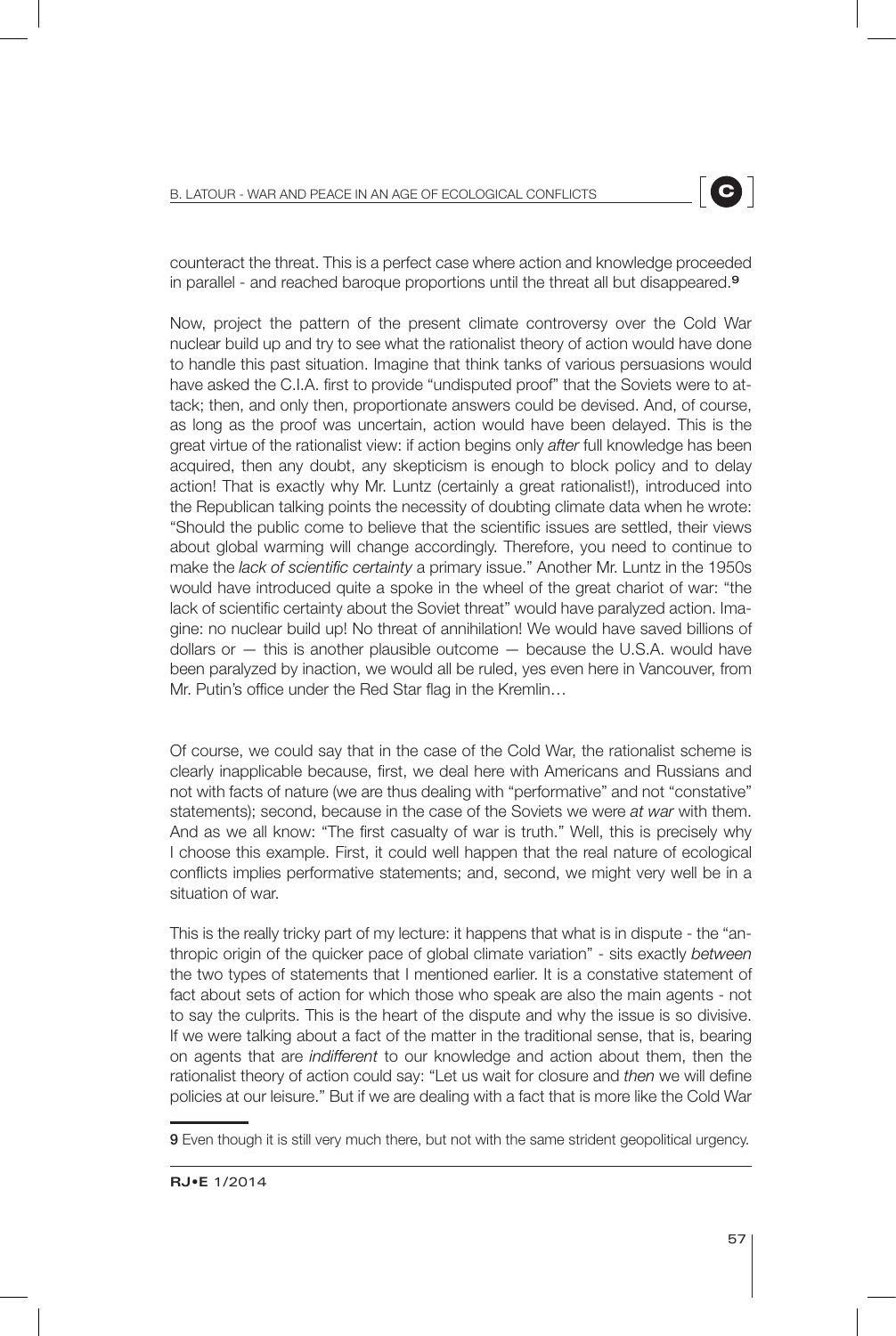counteract the threat. This is a perfect case where action and knowledge proceeded in parallel - and reached baroque proportions until the threat all but disappeared.[9]

Now, project the pattern of the present climate controversy over the Cold War nuclear build up and try to see what the rationalist theory of action would have done to handle this past situation. Imagine that think tanks of various persuasions would have asked the C.I.A. first to provide "undisputed proof" that the Soviets were to attack; then, and only then, proportionate answers could be devised. And, of course, as long as the proof was uncertain, action would have been delayed. This is the great virtue of the rationalist view: if action begins only *after* full knowledge has been acquired, then any doubt, any skepticism is enough to block policy and to delay action! That is exactly why Mr. Luntz (certainly a great rationalist!), introduced into the Republican talking points the necessity of doubting climate data when he wrote: "Should the public come to believe that the scientific issues are settled, their views about global warming will change accordingly. Therefore, you need to continue to make the *lack of scientific certainty* a primary issue." Another Mr. Luntz in the 1950s would have introduced quite a spoke in the wheel of the great chariot of war: "the lack of scientific certainty about the Soviet threat" would have paralyzed action. Imagine: no nuclear build up! No threat of annihilation! We would have saved billions of dollars or — this is another plausible outcome — because the U.S.A. would have been paralyzed by inaction, we would all be ruled, yes even here in Vancouver, from Mr. Putin's office under the Red Star flag in the Kremlin…

Of course, we could say that in the case of the Cold War, the rationalist scheme is clearly inapplicable because, first, we deal here with Americans and Russians and not with facts of nature (we are thus dealing with "performative" and not "constative" statements); second, because in the case of the Soviets we were *at war* with them. And as we all know: "The first casualty of war is truth." Well, this is precisely why I choose this example. First, it could well happen that the real nature of ecological conflicts implies performative statements; and, second, we might very well be in a situation of war.

This is the really tricky part of my lecture: it happens that what is in dispute - the "anthropic origin of the quicker pace of global climate variation" - sits exactly *between* the two types of statements that I mentioned earlier. It is a constative statement of fact about sets of action for which those who speak are also the main agents - not to say the culprits. This is the heart of the dispute and why the issue is so divisive. If we were talking about a fact of the matter in the traditional sense, that is, bearing on agents that are *indifferent* to our knowledge and action about them, then the rationalist theory of action could say: "Let us wait for closure and *then* we will define policies at our leisure." But if we are dealing with a fact that is more like the Cold War

9 Even though it is still very much there, but not with the same strident geopolitical urgency.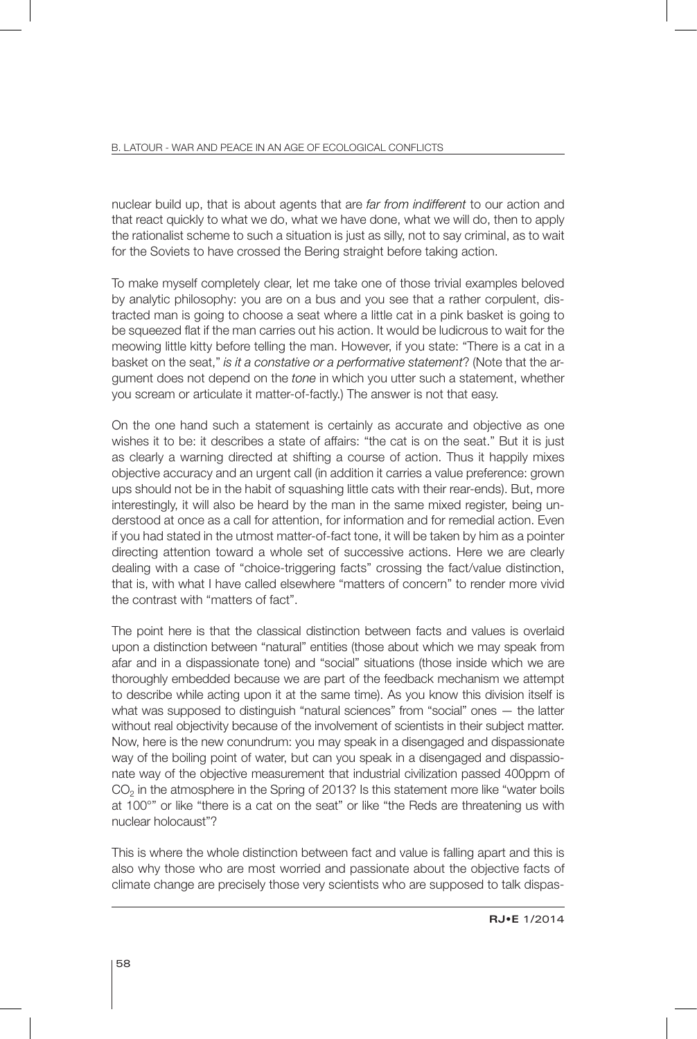nuclear build up, that is about agents that are *far from indifferent* to our action and that react quickly to what we do, what we have done, what we will do, then to apply the rationalist scheme to such a situation is just as silly, not to say criminal, as to wait for the Soviets to have crossed the Bering straight before taking action.

To make myself completely clear, let me take one of those trivial examples beloved by analytic philosophy: you are on a bus and you see that a rather corpulent, distracted man is going to choose a seat where a little cat in a pink basket is going to be squeezed flat if the man carries out his action. It would be ludicrous to wait for the meowing little kitty before telling the man. However, if you state: "There is a cat in a basket on the seat," *is it a constative or a performative statement*? (Note that the argument does not depend on the *tone* in which you utter such a statement, whether you scream or articulate it matter-of-factly.) The answer is not that easy.

On the one hand such a statement is certainly as accurate and objective as one wishes it to be: it describes a state of affairs: "the cat is on the seat." But it is just as clearly a warning directed at shifting a course of action. Thus it happily mixes objective accuracy and an urgent call (in addition it carries a value preference: grown ups should not be in the habit of squashing little cats with their rear-ends). But, more interestingly, it will also be heard by the man in the same mixed register, being understood at once as a call for attention, for information and for remedial action. Even if you had stated in the utmost matter-of-fact tone, it will be taken by him as a pointer directing attention toward a whole set of successive actions. Here we are clearly dealing with a case of "choice-triggering facts" crossing the fact/value distinction, that is, with what I have called elsewhere "matters of concern" to render more vivid the contrast with "matters of fact".

The point here is that the classical distinction between facts and values is overlaid upon a distinction between "natural" entities (those about which we may speak from afar and in a dispassionate tone) and "social" situations (those inside which we are thoroughly embedded because we are part of the feedback mechanism we attempt to describe while acting upon it at the same time). As you know this division itself is what was supposed to distinguish "natural sciences" from "social" ones — the latter without real objectivity because of the involvement of scientists in their subject matter. Now, here is the new conundrum: you may speak in a disengaged and dispassionate way of the boiling point of water, but can you speak in a disengaged and dispassionate way of the objective measurement that industrial civilization passed 400ppm of $CO_2$ in the atmosphere in the Spring of 2013? Is this statement more like "water boils at 100°" or like "there is a cat on the seat" or like "the Reds are threatening us with nuclear holocaust"?

This is where the whole distinction between fact and value is falling apart and this is also why those who are most worried and passionate about the objective facts of climate change are precisely those very scientists who are supposed to talk dispas-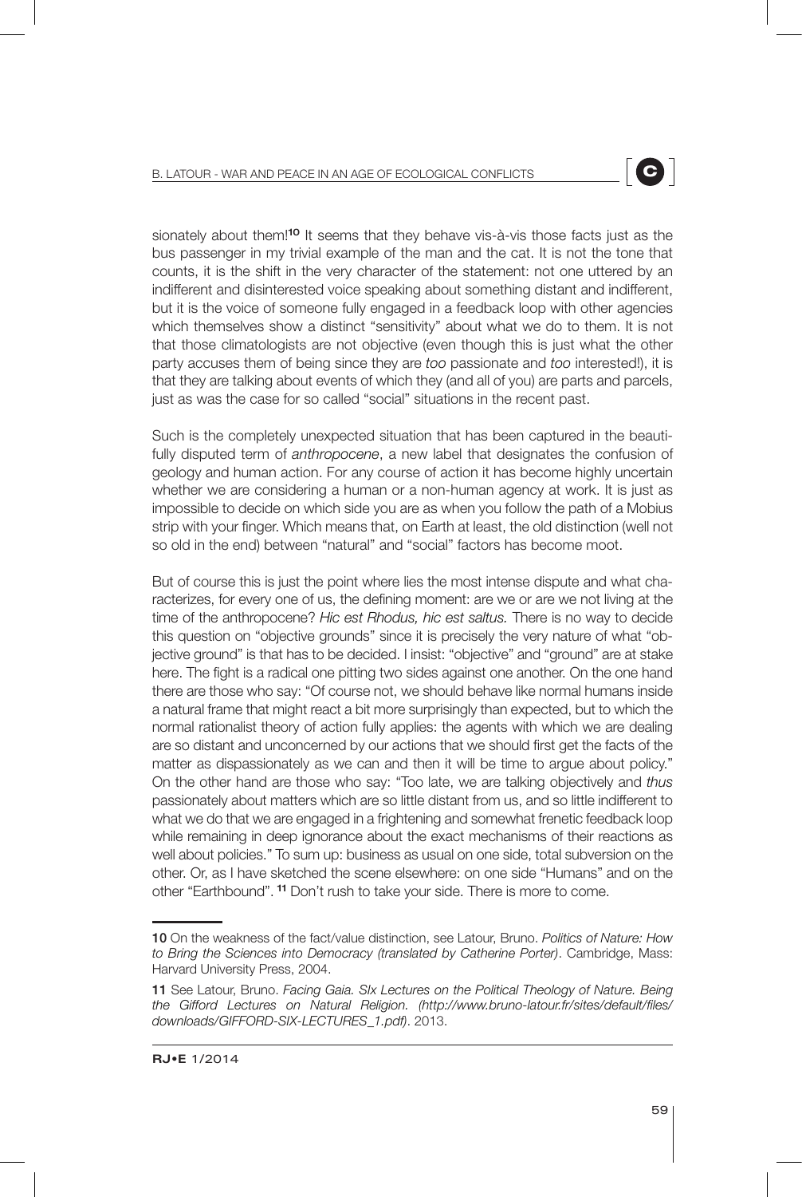sionately about them![10] It seems that they behave vis-à-vis those facts just as the bus passenger in my trivial example of the man and the cat. It is not the tone that counts, it is the shift in the very character of the statement: not one uttered by an indifferent and disinterested voice speaking about something distant and indifferent, but it is the voice of someone fully engaged in a feedback loop with other agencies which themselves show a distinct "sensitivity" about what we do to them. It is not that those climatologists are not objective (even though this is just what the other party accuses them of being since they are *too* passionate and *too* interested!), it is that they are talking about events of which they (and all of you) are parts and parcels, just as was the case for so called "social" situations in the recent past.

Such is the completely unexpected situation that has been captured in the beautifully disputed term of *anthropocene*, a new label that designates the confusion of geology and human action. For any course of action it has become highly uncertain whether we are considering a human or a non-human agency at work. It is just as impossible to decide on which side you are as when you follow the path of a Mobius strip with your finger. Which means that, on Earth at least, the old distinction (well not so old in the end) between "natural" and "social" factors has become moot.

But of course this is just the point where lies the most intense dispute and what characterizes, for every one of us, the defining moment: are we or are we not living at the time of the anthropocene? *Hic est Rhodus, hic est saltus.* There is no way to decide this question on "objective grounds" since it is precisely the very nature of what "objective ground" is that has to be decided. I insist: "objective" and "ground" are at stake here. The fight is a radical one pitting two sides against one another. On the one hand there are those who say: "Of course not, we should behave like normal humans inside a natural frame that might react a bit more surprisingly than expected, but to which the normal rationalist theory of action fully applies: the agents with which we are dealing are so distant and unconcerned by our actions that we should first get the facts of the matter as dispassionately as we can and then it will be time to argue about policy." On the other hand are those who say: "Too late, we are talking objectively and *thus* passionately about matters which are so little distant from us, and so little indifferent to what we do that we are engaged in a frightening and somewhat frenetic feedback loop while remaining in deep ignorance about the exact mechanisms of their reactions as well about policies." To sum up: business as usual on one side, total subversion on the other. Or, as I have sketched the scene elsewhere: on one side "Humans" and on the other "Earthbound". [11] Don't rush to take your side. There is more to come.

---

**10** On the weakness of the fact/value distinction, see Latour, Bruno. *Politics of Nature: How to Bring the Sciences into Democracy (translated by Catherine Porter)*. Cambridge, Mass: Harvard University Press, 2004.

**11** See Latour, Bruno. *Facing Gaia. SIx Lectures on the Political Theology of Nature. Being the Gifford Lectures on Natural Religion. (http://www.bruno-latour.fr/sites/default/files/downloads/GIFFORD-SIX-LECTURES_1.pdf)*. 2013.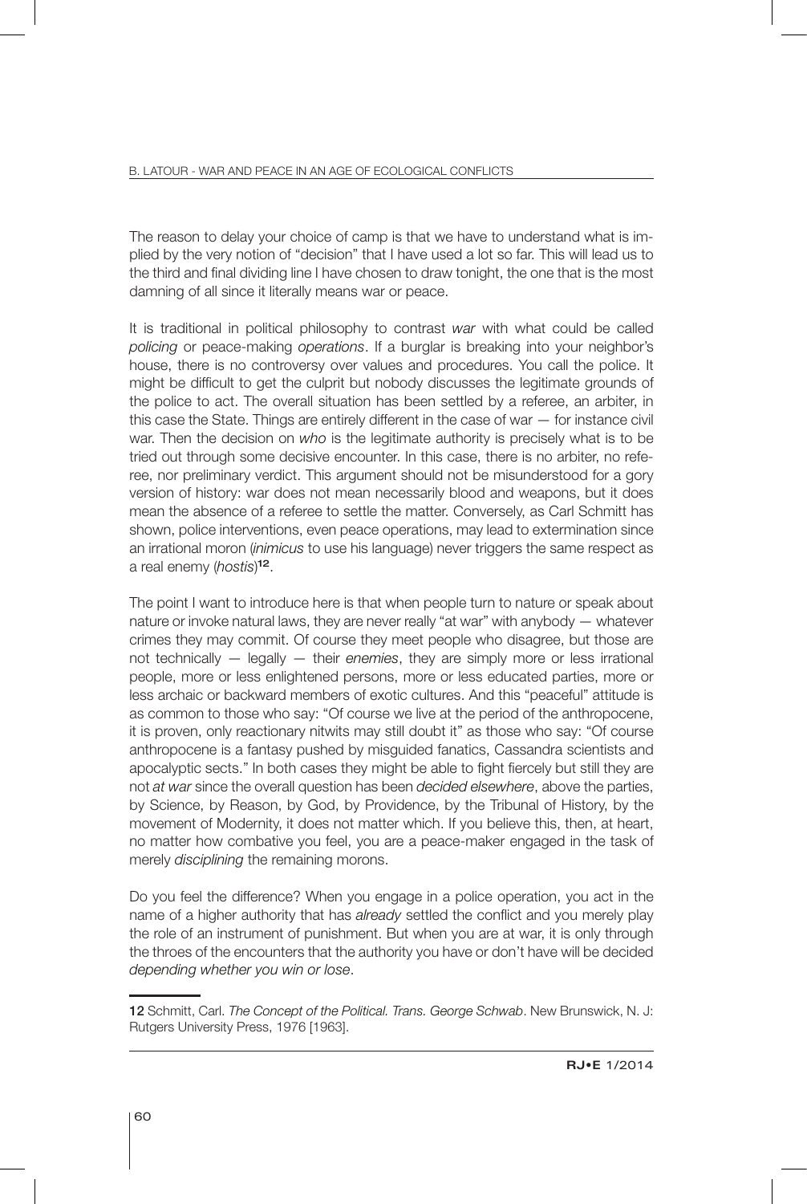The reason to delay your choice of camp is that we have to understand what is implied by the very notion of "decision" that I have used a lot so far. This will lead us to the third and final dividing line I have chosen to draw tonight, the one that is the most damning of all since it literally means war or peace.

It is traditional in political philosophy to contrast *war* with what could be called *policing* or peace-making *operations*. If a burglar is breaking into your neighbor's house, there is no controversy over values and procedures. You call the police. It might be difficult to get the culprit but nobody discusses the legitimate grounds of the police to act. The overall situation has been settled by a referee, an arbiter, in this case the State. Things are entirely different in the case of war — for instance civil war. Then the decision on *who* is the legitimate authority is precisely what is to be tried out through some decisive encounter. In this case, there is no arbiter, no referee, nor preliminary verdict. This argument should not be misunderstood for a gory version of history: war does not mean necessarily blood and weapons, but it does mean the absence of a referee to settle the matter. Conversely, as Carl Schmitt has shown, police interventions, even peace operations, may lead to extermination since an irrational moron (*inimicus* to use his language) never triggers the same respect as a real enemy (*hostis*)[12].

The point I want to introduce here is that when people turn to nature or speak about nature or invoke natural laws, they are never really "at war" with anybody — whatever crimes they may commit. Of course they meet people who disagree, but those are not technically — legally — their *enemies*, they are simply more or less irrational people, more or less enlightened persons, more or less educated parties, more or less archaic or backward members of exotic cultures. And this "peaceful" attitude is as common to those who say: "Of course we live at the period of the anthropocene, it is proven, only reactionary nitwits may still doubt it" as those who say: "Of course anthropocene is a fantasy pushed by misguided fanatics, Cassandra scientists and apocalyptic sects." In both cases they might be able to fight fiercely but still they are not *at war* since the overall question has been *decided elsewhere*, above the parties, by Science, by Reason, by God, by Providence, by the Tribunal of History, by the movement of Modernity, it does not matter which. If you believe this, then, at heart, no matter how combative you feel, you are a peace-maker engaged in the task of merely *disciplining* the remaining morons.

Do you feel the difference? When you engage in a police operation, you act in the name of a higher authority that has *already* settled the conflict and you merely play the role of an instrument of punishment. But when you are at war, it is only through the throes of the encounters that the authority you have or don't have will be decided *depending whether you win or lose*.

---

12 Schmitt, Carl. *The Concept of the Political. Trans. George Schwab*. New Brunswick, N. J: Rutgers University Press, 1976 [1963].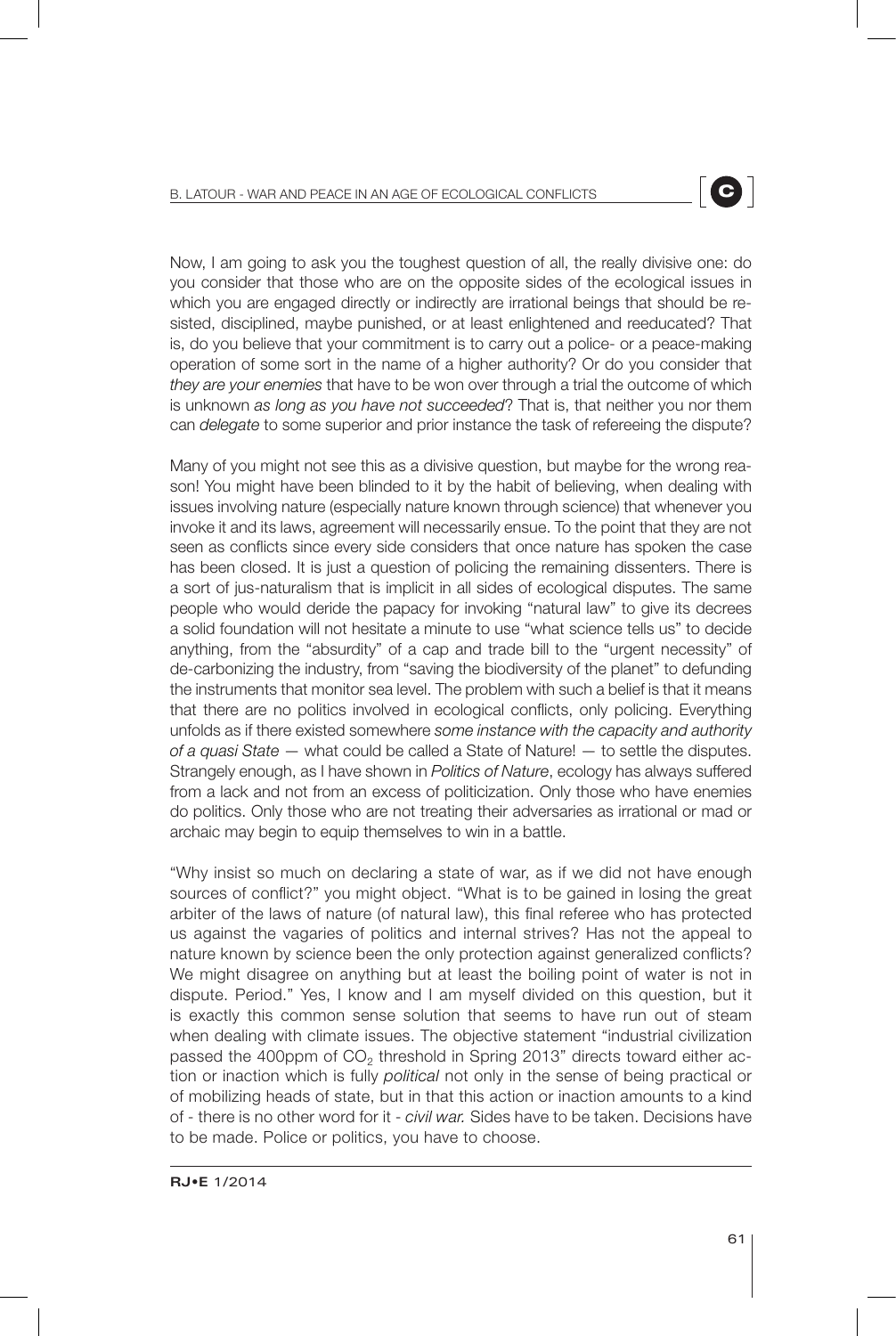Now, I am going to ask you the toughest question of all, the really divisive one: do you consider that those who are on the opposite sides of the ecological issues in which you are engaged directly or indirectly are irrational beings that should be resisted, disciplined, maybe punished, or at least enlightened and reeducated? That is, do you believe that your commitment is to carry out a police- or a peace-making operation of some sort in the name of a higher authority? Or do you consider that *they are your enemies* that have to be won over through a trial the outcome of which is unknown *as long as you have not succeeded*? That is, that neither you nor them can *delegate* to some superior and prior instance the task of refereeing the dispute?

Many of you might not see this as a divisive question, but maybe for the wrong reason! You might have been blinded to it by the habit of believing, when dealing with issues involving nature (especially nature known through science) that whenever you invoke it and its laws, agreement will necessarily ensue. To the point that they are not seen as conflicts since every side considers that once nature has spoken the case has been closed. It is just a question of policing the remaining dissenters. There is a sort of jus-naturalism that is implicit in all sides of ecological disputes. The same people who would deride the papacy for invoking "natural law" to give its decrees a solid foundation will not hesitate a minute to use "what science tells us" to decide anything, from the "absurdity" of a cap and trade bill to the "urgent necessity" of de-carbonizing the industry, from "saving the biodiversity of the planet" to defunding the instruments that monitor sea level. The problem with such a belief is that it means that there are no politics involved in ecological conflicts, only policing. Everything unfolds as if there existed somewhere *some instance with the capacity and authority of a quasi State* — what could be called a State of Nature! — to settle the disputes. Strangely enough, as I have shown in *Politics of Nature*, ecology has always suffered from a lack and not from an excess of politicization. Only those who have enemies do politics. Only those who are not treating their adversaries as irrational or mad or archaic may begin to equip themselves to win in a battle.

"Why insist so much on declaring a state of war, as if we did not have enough sources of conflict?" you might object. "What is to be gained in losing the great arbiter of the laws of nature (of natural law), this final referee who has protected us against the vagaries of politics and internal strives? Has not the appeal to nature known by science been the only protection against generalized conflicts? We might disagree on anything but at least the boiling point of water is not in dispute. Period." Yes, I know and I am myself divided on this question, but it is exactly this common sense solution that seems to have run out of steam when dealing with climate issues. The objective statement "industrial civilization passed the 400ppm of $CO_2$ threshold in Spring 2013" directs toward either action or inaction which is fully *political* not only in the sense of being practical or of mobilizing heads of state, but in that this action or inaction amounts to a kind of - there is no other word for it - *civil war.* Sides have to be taken. Decisions have to be made. Police or politics, you have to choose.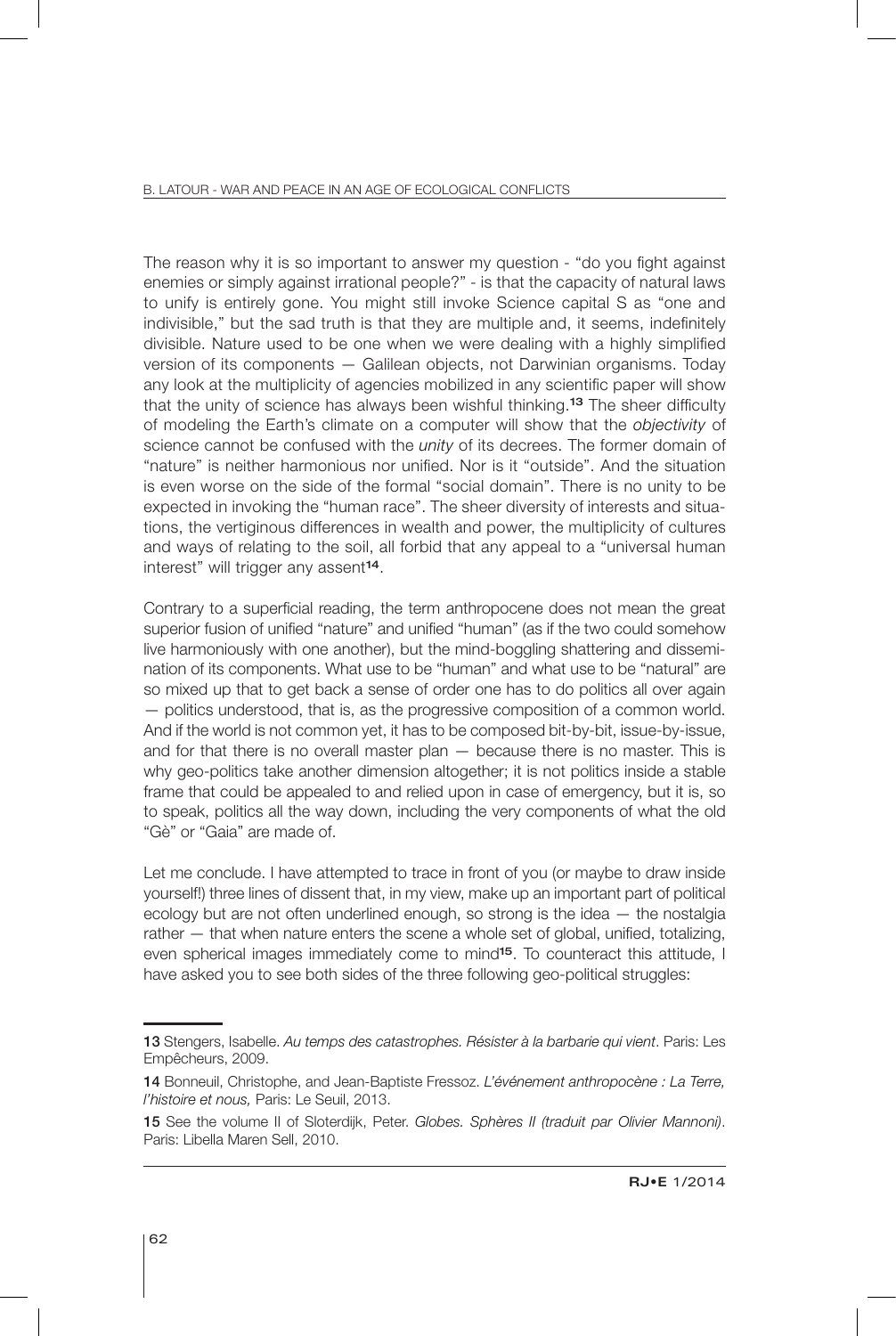The reason why it is so important to answer my question - "do you fight against enemies or simply against irrational people?" - is that the capacity of natural laws to unify is entirely gone. You might still invoke Science capital S as "one and indivisible," but the sad truth is that they are multiple and, it seems, indefinitely divisible. Nature used to be one when we were dealing with a highly simplified version of its components — Galilean objects, not Darwinian organisms. Today any look at the multiplicity of agencies mobilized in any scientific paper will show that the unity of science has always been wishful thinking.[13] The sheer difficulty of modeling the Earth's climate on a computer will show that the *objectivity* of science cannot be confused with the *unity* of its decrees. The former domain of "nature" is neither harmonious nor unified. Nor is it "outside". And the situation is even worse on the side of the formal "social domain". There is no unity to be expected in invoking the "human race". The sheer diversity of interests and situations, the vertiginous differences in wealth and power, the multiplicity of cultures and ways of relating to the soil, all forbid that any appeal to a "universal human interest" will trigger any assent[14].

Contrary to a superficial reading, the term anthropocene does not mean the great superior fusion of unified "nature" and unified "human" (as if the two could somehow live harmoniously with one another), but the mind-boggling shattering and dissemination of its components. What use to be "human" and what use to be "natural" are so mixed up that to get back a sense of order one has to do politics all over again — politics understood, that is, as the progressive composition of a common world. And if the world is not common yet, it has to be composed bit-by-bit, issue-by-issue, and for that there is no overall master plan — because there is no master. This is why geo-politics take another dimension altogether; it is not politics inside a stable frame that could be appealed to and relied upon in case of emergency, but it is, so to speak, politics all the way down, including the very components of what the old "Gè" or "Gaia" are made of.

Let me conclude. I have attempted to trace in front of you (or maybe to draw inside yourself!) three lines of dissent that, in my view, make up an important part of political ecology but are not often underlined enough, so strong is the idea — the nostalgia rather — that when nature enters the scene a whole set of global, unified, totalizing, even spherical images immediately come to mind[15]. To counteract this attitude, I have asked you to see both sides of the three following geo-political struggles:

---

13 Stengers, Isabelle. *Au temps des catastrophes. Résister à la barbarie qui vient*. Paris: Les Empêcheurs, 2009.

14 Bonneuil, Christophe, and Jean-Baptiste Fressoz. *L'événement anthropocène : La Terre, l'histoire et nous,* Paris: Le Seuil, 2013.

15 See the volume II of Sloterdijk, Peter. *Globes. Sphères II (traduit par Olivier Mannoni)*. Paris: Libella Maren Sell, 2010.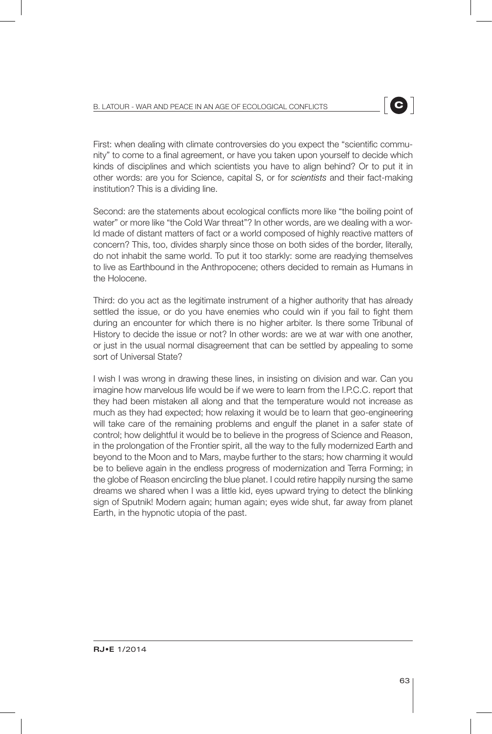First: when dealing with climate controversies do you expect the "scientific community" to come to a final agreement, or have you taken upon yourself to decide which kinds of disciplines and which scientists you have to align behind? Or to put it in other words: are you for Science, capital S, or for *scientists* and their fact-making institution? This is a dividing line.

Second: are the statements about ecological conflicts more like "the boiling point of water" or more like "the Cold War threat"? In other words, are we dealing with a world made of distant matters of fact or a world composed of highly reactive matters of concern? This, too, divides sharply since those on both sides of the border, literally, do not inhabit the same world. To put it too starkly: some are readying themselves to live as Earthbound in the Anthropocene; others decided to remain as Humans in the Holocene.

Third: do you act as the legitimate instrument of a higher authority that has already settled the issue, or do you have enemies who could win if you fail to fight them during an encounter for which there is no higher arbiter. Is there some Tribunal of History to decide the issue or not? In other words: are we at war with one another, or just in the usual normal disagreement that can be settled by appealing to some sort of Universal State?

I wish I was wrong in drawing these lines, in insisting on division and war. Can you imagine how marvelous life would be if we were to learn from the I.P.C.C. report that they had been mistaken all along and that the temperature would not increase as much as they had expected; how relaxing it would be to learn that geo-engineering will take care of the remaining problems and engulf the planet in a safer state of control; how delightful it would be to believe in the progress of Science and Reason, in the prolongation of the Frontier spirit, all the way to the fully modernized Earth and beyond to the Moon and to Mars, maybe further to the stars; how charming it would be to believe again in the endless progress of modernization and Terra Forming; in the globe of Reason encircling the blue planet. I could retire happily nursing the same dreams we shared when I was a little kid, eyes upward trying to detect the blinking sign of Sputnik! Modern again; human again; eyes wide shut, far away from planet Earth, in the hypnotic utopia of the past.